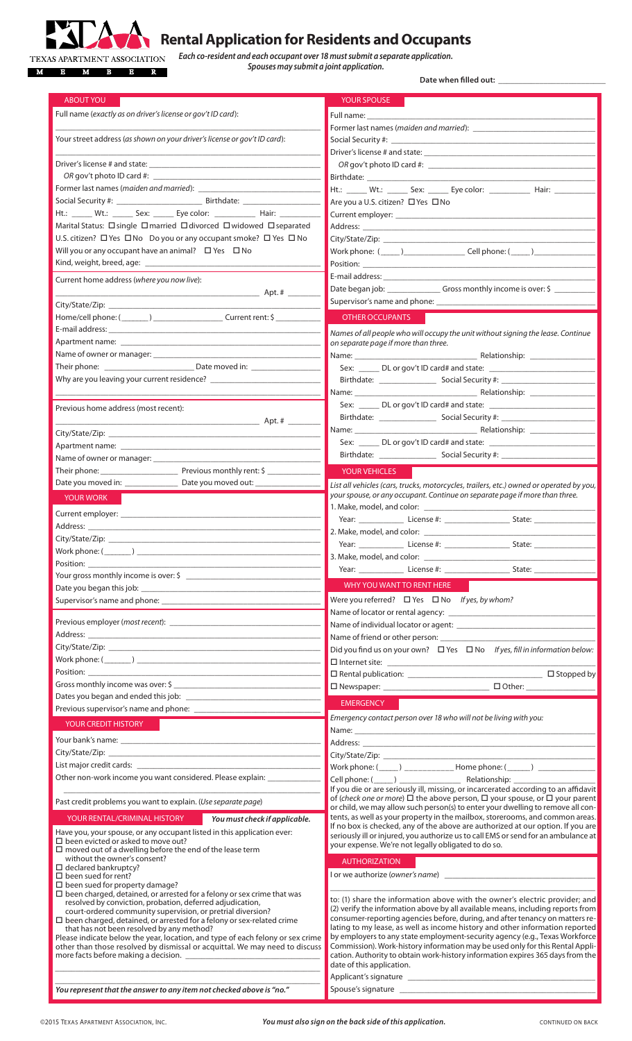TEXAS APARTMENT ASSOCIATION
MEMBER

# Rental Application for Residents and Occupants

*Each co-resident and each occupant over 18 must submit a separate application. Spouses may submit a joint application.*

**Date when filled out:** ____________________

## ABOUT YOU

Full name (*exactly as on driver's license or gov't ID card*): ____________________

Your street address (*as shown on your driver's license or gov't ID card*): ____________________

Driver's license # and state: ____________________

*OR* gov't photo ID card #: ____________________

Former last names (*maiden and married*): ____________________

Social Security #: ____________ Birthdate: ____________

Ht.: _____ Wt.: _____ Sex: _____ Eye color: _________ Hair: _________

Marital Status: ☐ single ☐ married ☐ divorced ☐ widowed ☐ separated

U.S. citizen? ☐ Yes ☐ No Do you or any occupant smoke? ☐ Yes ☐ No

Will you or any occupant have an animal? ☐ Yes ☐ No

Kind, weight, breed, age: ____________________

Current home address (*where you now live*): ____________________ Apt. # _______

City/State/Zip: ____________________

Home/cell phone: (______) ____________ Current rent: $ __________

E-mail address: ____________________

Apartment name: ____________________

Name of owner or manager: ____________________

Their phone: ____________ Date moved in: ____________

Why are you leaving your current residence? ____________________

Previous home address (most recent): ____________________ Apt. # _______

City/State/Zip: ____________________

Apartment name: ____________________

Name of owner or manager: ____________________

Their phone: ____________ Previous monthly rent: $ __________

Date you moved in: ____________ Date you moved out: ____________

## YOUR WORK

Current employer: ____________________

Address: ____________________

City/State/Zip: ____________________

Work phone: (______) ____________________

Position: ____________________

Your gross monthly income is over: $ ____________________

Date you began this job: ____________________

Supervisor's name and phone: ____________________

Previous employer (*most recent*): ____________________

Address: ____________________

City/State/Zip: ____________________

Work phone: (______) ____________________

Position: ____________________

Gross monthly income was over: $ ____________________

Dates you began and ended this job: ____________________

Previous supervisor's name and phone: ____________________

## YOUR CREDIT HISTORY

Your bank's name: ____________________

City/State/Zip: ____________________

List major credit cards: ____________________

Other non-work income you want considered. Please explain: ____________________

Past credit problems you want to explain. (*Use separate page*)

## YOUR RENTAL/CRIMINAL HISTORY *You must check if applicable.*

Have you, your spouse, or any occupant listed in this application ever:

- ☐ been evicted or asked to move out?
- ☐ moved out of a dwelling before the end of the lease term without the owner's consent?
- ☐ declared bankruptcy?
- ☐ been sued for rent?
- ☐ been sued for property damage?
- ☐ been charged, detained, or arrested for a felony or sex crime that was resolved by conviction, probation, deferred adjudication, court-ordered community supervision, or pretrial diversion?
- ☐ been charged, detained, or arrested for a felony or sex-related crime that has not been resolved by any method?

Please indicate below the year, location, and type of each felony or sex crime other than those resolved by dismissal or acquittal. We may need to discuss more facts before making a decision. ____________________

*You represent that the answer to any item not checked above is "no."*

## YOUR SPOUSE

Full name: ____________________

Former last names (*maiden and married*): ____________________

Social Security #: ____________________

Driver's license # and state: ____________________

*OR* gov't photo ID card #: ____________________

Birthdate: ____________________

Ht.: _____ Wt.: _____ Sex: _____ Eye color: _________ Hair: _________

Are you a U.S. citizen? ☐ Yes ☐ No

Current employer: ____________________

Address: ____________________

City/State/Zip: ____________________

Work phone: (____) ____________ Cell phone: (____) ____________

Position: ____________________

E-mail address: ____________________

Date began job: ____________ Gross monthly income is over: $ _________

Supervisor's name and phone: ____________________

## OTHER OCCUPANTS

*Names of all people who will occupy the unit without signing the lease. Continue on separate page if more than three.*

Name: ____________________ Relationship: ____________

Sex: _____ DL or gov't ID card# and state: ____________

Birthdate: ____________ Social Security #: ____________

Name: ____________________ Relationship: ____________

Sex: _____ DL or gov't ID card# and state: ____________

Birthdate: ____________ Social Security #: ____________

Name: ____________________ Relationship: ____________

Sex: _____ DL or gov't ID card# and state: ____________

Birthdate: ____________ Social Security #: ____________

## YOUR VEHICLES

*List all vehicles (cars, trucks, motorcycles, trailers, etc.) owned or operated by you, your spouse, or any occupant. Continue on separate page if more than three.*

1. Make, model, and color: ____________________
   Year: _________ License #: ____________ State: ____________
2. Make, model, and color: ____________________
   Year: _________ License #: ____________ State: ____________
3. Make, model, and color: ____________________
   Year: _________ License #: ____________ State: ____________

## WHY YOU WANT TO RENT HERE

Were you referred? ☐ Yes ☐ No *If yes, by whom?*

Name of locator or rental agency: ____________________

Name of individual locator or agent: ____________________

Name of friend or other person: ____________________

Did you find us on your own? ☐ Yes ☐ No *If yes, fill in information below:*

☐ Internet site: ____________________

☐ Rental publication: ____________________ ☐ Stopped by

☐ Newspaper: ____________________ ☐ Other: ____________

## EMERGENCY

*Emergency contact person over 18 who will not be living with you:*

Name: ____________________

Address: ____________________

City/State/Zip: ____________________

Work phone: (____) ____________ Home phone: (____) ____________

Cell phone: (____) ____________ Relationship: ____________

If you die or are seriously ill, missing, or incarcerated according to an affidavit of (*check one or more*) ☐ the above person, ☐ your spouse, or ☐ your parent or child, we may allow such person(s) to enter your dwelling to remove all contents, as well as your property in the mailbox, storerooms, and common areas. If no box is checked, any of the above are authorized at our option. If you are seriously ill or injured, you authorize us to call EMS or send for an ambulance at your expense. We're not legally obligated to do so.

## AUTHORIZATION

I or we authorize (*owner's name*) ____________________

to: (1) share the information above with the owner's electric provider; and (2) verify the information above by all available means, including reports from consumer-reporting agencies before, during, and after tenancy on matters relating to my lease, as well as income history and other information reported by employers to any state employment-security agency (e.g., Texas Workforce Commission). Work-history information may be used only for this Rental Application. Authority to obtain work-history information expires 365 days from the date of this application.

Applicant's signature ____________________

Spouse's signature ____________________

©2015 TEXAS APARTMENT ASSOCIATION, INC. *You must also sign on the back side of this application.* CONTINUED ON BACK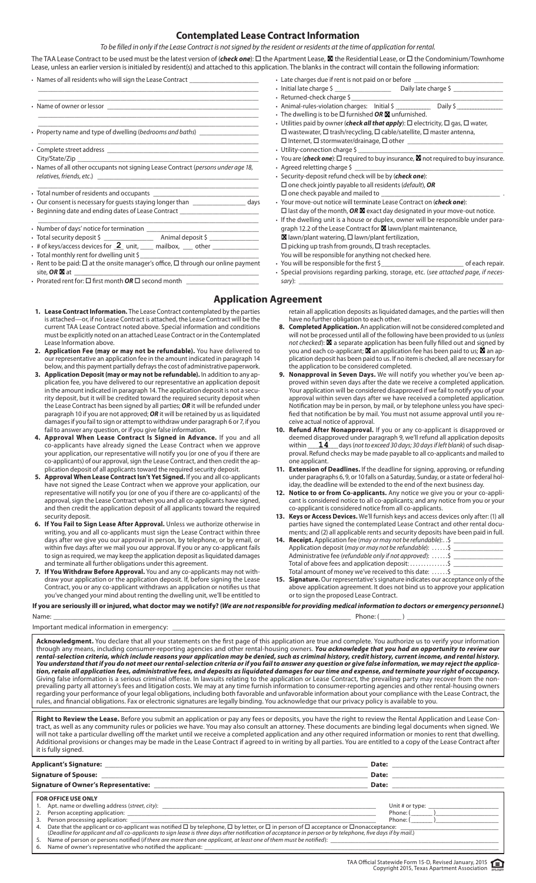## Contemplated Lease Contract Information

*To be filled in only if the Lease Contract is not signed by the resident or residents at the time of application for rental.*

The TAA Lease Contract to be used must be the latest version of (***check one***): ☐ the Apartment Lease, ☒ the Residential Lease, or ☐ the Condominium/Townhome Lease, unless an earlier version is initialed by resident(s) and attached to this application. The blanks in the contract will contain the following information:

- Names of all residents who will sign the Lease Contract ____________________
- Name of owner or lessor ____________________
- Property name and type of dwelling (*bedrooms and baths*) ____________________
- Complete street address ____________________
  City/State/Zip ____________________
- Names of all other occupants not signing Lease Contract (*persons under age 18, relatives, friends, etc.*) ____________________
- Total number of residents and occupants ____________________
- Our consent is necessary for guests staying longer than ______ days
- Beginning date and ending dates of Lease Contract ____________________
- Number of days' notice for termination ____________________
- Total security deposit $ ______ Animal deposit $ ______
- # of keys/access devices for **2** unit, ____ mailbox, ___ other ______
- Total monthly rent for dwelling unit $ ______
- Rent to be paid: ☐ at the onsite manager's office, ☐ through our online payment site, ***OR*** ☒ at ____________________
- Prorated rent for: ☐ first month ***OR*** ☐ second month ______
- Late charges due if rent is not paid on or before ______
- Initial late charge $ ______ Daily late charge $ ______
- Returned-check charge $ ______
- Animal-rules-violation charges: Initial $ ______ Daily $ ______
- The dwelling is to be ☐ furnished ***OR*** ☒ unfurnished.
- Utilities paid by owner (***check all that apply***): ☐ electricity, ☐ gas, ☐ water, ☐ wastewater, ☐ trash/recycling, ☐ cable/satellite, ☐ master antenna, ☐ Internet, ☐ stormwater/drainage, ☐ other ______
- Utility-connection charge $ ______
- You are (***check one***): ☐ required to buy insurance, ☒ not required to buy insurance.
- Agreed reletting charge $ ______
- Security-deposit refund check will be by (***check one***):
  ☐ one check jointly payable to all residents (*default*), ***OR***
  ☐ one check payable and mailed to ______ .
- Your move-out notice will terminate Lease Contract on (***check one***):
  ☐ last day of the month, ***OR*** ☒ exact day designated in your move-out notice.
- If the dwelling unit is a house or duplex, owner will be responsible under paragraph 12.2 of the Lease Contract for ☒ lawn/plant maintenance, ☒ lawn/plant fertilization, ☐ lawn/plant watering, ☐ picking up trash from grounds, ☐ trash receptacles.
  You will be responsible for anything not checked here.
- You will be responsible for the first $ ______ of each repair.
- Special provisions regarding parking, storage, etc. (*see attached page, if necessary*): ____________________

## Application Agreement

1. **Lease Contract Information.** The Lease Contract contemplated by the parties is attached—or, if no Lease Contract is attached, the Lease Contract will be the current TAA Lease Contract noted above. Special information and conditions must be explicitly noted on an attached Lease Contract or in the Contemplated Lease Information above.
2. **Application Fee (may or may not be refundable).** You have delivered to our representative an application fee in the amount indicated in paragraph 14 below, and this payment partially defrays the cost of administrative paperwork.
3. **Application Deposit (may or may not be refundable).** In addition to any application fee, you have delivered to our representative an application deposit in the amount indicated in paragraph 14. The application deposit is not a security deposit, but it will be credited toward the required security deposit when the Lease Contract has been signed by all parties; ***OR*** it will be refunded under paragraph 10 if you are not approved; ***OR*** it will be retained by us as liquidated damages if you fail to sign or attempt to withdraw under paragraph 6 or 7, if you fail to answer any question, or if you give false information.
4. **Approval When Lease Contract Is Signed in Advance.** If you and all co-applicants have already signed the Lease Contract when we approve your application, our representative will notify you (or one of you if there are co-applicants) of our approval, sign the Lease Contract, and then credit the application deposit of all applicants toward the required security deposit.
5. **Approval When Lease Contract Isn't Yet Signed.** If you and all co-applicants have not signed the Lease Contract when we approve your application, our representative will notify you (or one of you if there are co-applicants) of the approval, sign the Lease Contract when you and all co-applicants have signed, and then credit the application deposit of all applicants toward the required security deposit.
6. **If You Fail to Sign Lease After Approval.** Unless we authorize otherwise in writing, you and all co-applicants must sign the Lease Contract within three days after we give you our approval in person, by telephone, or by email, or within five days after we mail you our approval. If you or any co-applicant fails to sign as required, we may keep the application deposit as liquidated damages and terminate all further obligations under this agreement.
7. **If You Withdraw Before Approval.** You and any co-applicants may not withdraw your application or the application deposit. If, before signing the Lease Contract, you or any co-applicant withdraws an application or notifies us that you've changed your mind about renting the dwelling unit, we'll be entitled to retain all application deposits as liquidated damages, and the parties will then have no further obligation to each other.
8. **Completed Application.** An application will not be considered completed and will not be processed until all of the following have been provided to us (*unless not checked*): ☒ a separate application has been fully filled out and signed by you and each co-applicant; ☒ an application fee has been paid to us; ☒ an application deposit has been paid to us. If no item is checked, all are necessary for the application to be considered completed.
9. **Nonapproval in Seven Days.** We will notify you whether you've been approved within seven days after the date we receive a completed application. Your application will be considered disapproved if we fail to notify you of your approval within seven days after we have received a completed application. Notification may be in person, by mail, or by telephone unless you have specified that notification be by mail. You must not assume approval until you receive actual notice of approval.
10. **Refund After Nonapproval.** If you or any co-applicant is disapproved or deemed disapproved under paragraph 9, we'll refund all application deposits within **14** days (*not to exceed 30 days; 30 days if left blank*) of such disapproval. Refund checks may be made payable to all co-applicants and mailed to one applicant.
11. **Extension of Deadlines.** If the deadline for signing, approving, or refunding under paragraphs 6, 9, or 10 falls on a Saturday, Sunday, or a state or federal holiday, the deadline will be extended to the end of the next business day.
12. **Notice to or from Co-applicants.** Any notice we give you or your co-applicant is considered notice to all co-applicants; and any notice from you or your co-applicant is considered notice from all co-applicants.
13. **Keys or Access Devices.** We'll furnish keys and access devices only after: (1) all parties have signed the contemplated Lease Contract and other rental documents; and (2) all applicable rents and security deposits have been paid in full.
14. **Receipt.** Application fee (*may or may not be refundable*): ..$ ______
    Application deposit (*may or may not be refundable*): ......$ ______
    Administrative fee (*refundable only if not approved*): ......$ ______
    Total of above fees and application deposit: ..............$ ______
    Total amount of money we've received to this date: ......$ ______
15. **Signature.** Our representative's signature indicates our acceptance only of the above application agreement. It does not bind us to approve your application or to sign the proposed Lease Contract.

**If you are seriously ill or injured, what doctor may we notify? (*We are not responsible for providing medical information to doctors or emergency personnel.*)**

Name: ____________________ Phone: (______) ____________________

Important medical information in emergency: ____________________

**Acknowledgment.** You declare that all your statements on the first page of this application are true and complete. You authorize us to verify your information through any means, including consumer-reporting agencies and other rental-housing owners. ***You acknowledge that you had an opportunity to review our rental-selection criteria, which include reasons your application may be denied, such as criminal history, credit history, current income, and rental history. You understand that if you do not meet our rental-selection criteria or if you fail to answer any question or give false information, we may reject the application, retain all application fees, administrative fees, and deposits as liquidated damages for our time and expense, and terminate your right of occupancy.*** Giving false information is a serious criminal offense. In lawsuits relating to the application or Lease Contract, the prevailing party may recover from the non-prevailing party all attorney's fees and litigation costs. We may at any time furnish information to consumer-reporting agencies and other rental-housing owners regarding your performance of your legal obligations, including both favorable and unfavorable information about your compliance with the Lease Contract, the rules, and financial obligations. Fax or electronic signatures are legally binding. You acknowledge that our privacy policy is available to you.

**Right to Review the Lease.** Before you submit an application or pay any fees or deposits, you have the right to review the Rental Application and Lease Contract, as well as any community rules or policies we have. You may also consult an attorney. These documents are binding legal documents when signed. We will not take a particular dwelling off the market until we receive a completed application and any other required information or monies to rent that dwelling. Additional provisions or changes may be made in the Lease Contract if agreed to in writing by all parties. You are entitled to a copy of the Lease Contract after it is fully signed.

**Applicant's Signature:** ____________________ **Date:** ______

**Signature of Spouse:** ____________________ **Date:** ______

**Signature of Owner's Representative:** ____________________ **Date:** ______

**FOR OFFICE USE ONLY**

1. Apt. name or dwelling address (*street, city*): ____________________ Unit # or type: ______
2. Person accepting application: ____________________ Phone: (______) ______
3. Person processing application: ____________________ Phone: (______) ______
4. Date that the applicant or co-applicant was notified ☐ by telephone, ☐ by letter, or ☐ in person of ☐ acceptance or ☐ nonacceptance: ______
   (*Deadline for applicant and all co-applicants to sign lease is three days after notification of acceptance in person or by telephone, five days if by mail.*)
5. Name of person or persons notified (*if there are more than one applicant, at least one of them must be notified*): ______
6. Name of owner's representative who notified the applicant: ______

TAA Official Statewide Form 15-D, Revised January, 2015
Copyright 2015, Texas Apartment Association